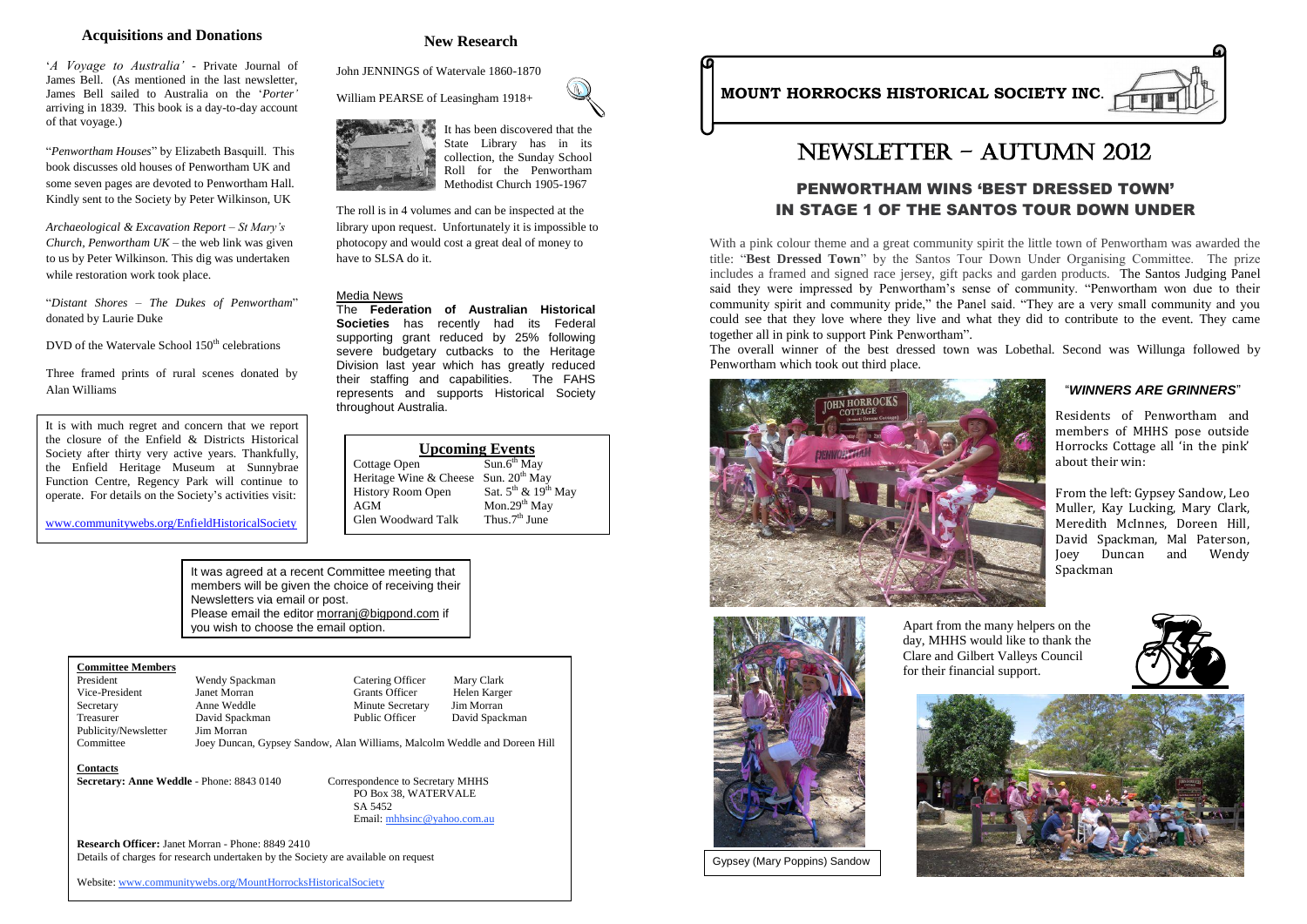## Acquisitions and Donations

'*A Voyage to Australia'* - Private Journal of James Bell. (As mentioned in the last newsletter, James Bell sailed to Australia on the '*Porter'* arriving in 1839. This book is a day-to-day account of that voyage.)

"*Penwortham Houses*" by Elizabeth Basquill. This book discusses old houses of Penwortham UK and some seven pages are devoted to Penwortham Hall. Kindly sent to the Society by Peter Wilkinson, UK

*Archaeological & Excavation Report – St Mary's Church, Penwortham UK* – the web link was given to us by Peter Wilkinson. This dig was undertaken while restoration work took place.

"*Distant Shores – The Dukes of Penwortham*" donated by Laurie Duke

DVD of the Watervale School 150th celebrations

Three framed prints of rural scenes donated by Alan Williams

It is with much regret and concern that we report the closure of the Enfield & Districts Historical Society after thirty very active years. Thankfully, the Enfield Heritage Museum at Sunnybrae Function Centre, Regency Park will continue to operate. For details on the Society's activities visit:

www.communitywebs.org/EnfieldHistoricalSociety

## New Research

John JENNINGS of Watervale 1860-1870

William PEARSE of Leasingham 1918+

It has been discovered that the State Library has in its collection, the Sunday School Roll for the Penwortham Methodist Church 1905-1967

The roll is in 4 volumes and can be inspected at the library upon request. Unfortunately it is impossible to photocopy and would cost a great deal of money to have to SLSA do it.

### Media News

The **Federation of Australian Historical Societies** has recently had its Federal supporting grant reduced by 25% following severe budgetary cutbacks to the Heritage Division last year which has greatly reduced their staffing and capabilities. The FAHS represents and supports Historical Society throughout Australia.

### Upcoming Events

| | |
|---|---|
| Cottage Open | Sun.6th May |
| Heritage Wine & Cheese | Sun. 20th May |
| History Room Open | Sat. 5th & 19th May |
| AGM | Mon.29th May |
| Glen Woodward Talk | Thus.7th June |

It was agreed at a recent Committee meeting that members will be given the choice of receiving their Newsletters via email or post.
Please email the editor morranj@bigpond.com if you wish to choose the email option.

### Committee Members

| | | | |
|---|---|---|---|
| President | Wendy Spackman | Catering Officer | Mary Clark |
| Vice-President | Janet Morran | Grants Officer | Helen Karger |
| Secretary | Anne Weddle | Minute Secretary | Jim Morran |
| Treasurer | David Spackman | Public Officer | David Spackman |
| Publicity/Newsletter | Jim Morran | | |
| Committee | Joey Duncan, Gypsey Sandow, Alan Williams, Malcolm Weddle and Doreen Hill | | |

### Contacts

**Secretary: Anne Weddle** - Phone: 8843 0140

Correspondence to Secretary MHHS
PO Box 38, WATERVALE
SA 5452
Email: mhhsinc@yahoo.com.au

**Research Officer:** Janet Morran - Phone: 8849 2410
Details of charges for research undertaken by the Society are available on request

Website: www.communitywebs.org/MountHorrocksHistoricalSociety

# MOUNT HORROCKS HISTORICAL SOCIETY INC.

# NEWSLETTER – AUTUMN 2012

## PENWORTHAM WINS 'BEST DRESSED TOWN' IN STAGE 1 OF THE SANTOS TOUR DOWN UNDER

With a pink colour theme and a great community spirit the little town of Penwortham was awarded the title: "**Best Dressed Town**" by the Santos Tour Down Under Organising Committee. The prize includes a framed and signed race jersey, gift packs and garden products. The Santos Judging Panel said they were impressed by Penwortham's sense of community. "Penwortham won due to their community spirit and community pride," the Panel said. "They are a very small community and you could see that they love where they live and what they did to contribute to the event. They came together all in pink to support Pink Penwortham".

The overall winner of the best dressed town was Lobethal. Second was Willunga followed by Penwortham which took out third place.

### "*WINNERS ARE GRINNERS*"

Residents of Penwortham and members of MHHS pose outside Horrocks Cottage all 'in the pink' about their win:

From the left: Gypsey Sandow, Leo Muller, Kay Lucking, Mary Clark, Meredith McInnes, Doreen Hill, David Spackman, Mal Paterson, Joey Duncan and Wendy Spackman

Gypsey (Mary Poppins) Sandow

Apart from the many helpers on the day, MHHS would like to thank the Clare and Gilbert Valleys Council for their financial support.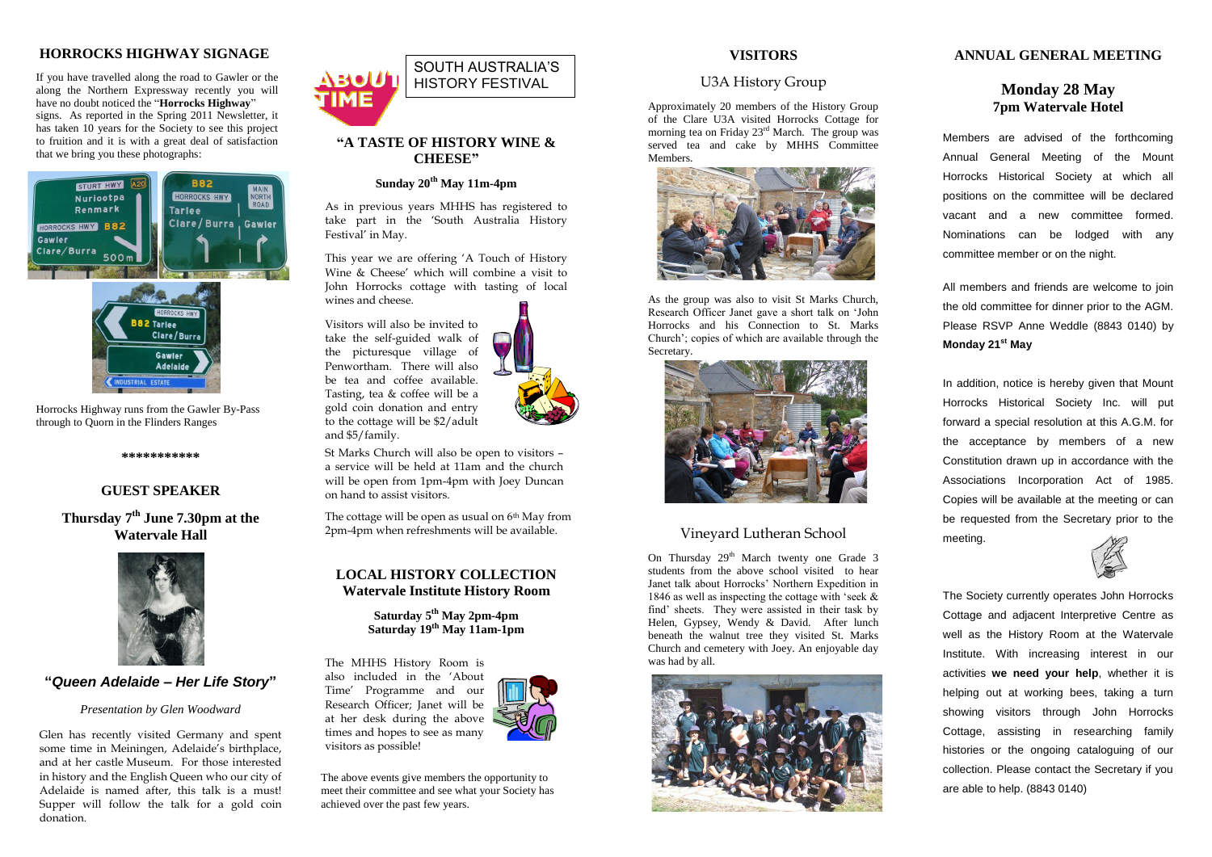## HORROCKS HIGHWAY SIGNAGE

If you have travelled along the road to Gawler or the along the Northern Expressway recently you will have no doubt noticed the "**Horrocks Highway**" signs. As reported in the Spring 2011 Newsletter, it has taken 10 years for the Society to see this project to fruition and it is with a great deal of satisfaction that we bring you these photographs:

Horrocks Highway runs from the Gawler By-Pass through to Quorn in the Flinders Ranges

\*\*\*\*\*\*\*\*\*\*\*

## GUEST SPEAKER

### Thursday 7th June 7.30pm at the Watervale Hall

### "*Queen Adelaide – Her Life Story*"

*Presentation by Glen Woodward*

Glen has recently visited Germany and spent some time in Meiningen, Adelaide's birthplace, and at her castle Museum. For those interested in history and the English Queen who our city of Adelaide is named after, this talk is a must! Supper will follow the talk for a gold coin donation.

SOUTH AUSTRALIA'S HISTORY FESTIVAL

## "A TASTE OF HISTORY WINE & CHEESE"

### Sunday 20th May 11m-4pm

As in previous years MHHS has registered to take part in the 'South Australia History Festival' in May.

This year we are offering 'A Touch of History Wine & Cheese' which will combine a visit to John Horrocks cottage with tasting of local wines and cheese.

Visitors will also be invited to take the self-guided walk of the picturesque village of Penwortham. There will also be tea and coffee available. Tasting, tea & coffee will be a gold coin donation and entry to the cottage will be $2/adult and $5/family.

St Marks Church will also be open to visitors – a service will be held at 11am and the church will be open from 1pm-4pm with Joey Duncan on hand to assist visitors.

The cottage will be open as usual on 6th May from 2pm-4pm when refreshments will be available.

## LOCAL HISTORY COLLECTION
### Watervale Institute History Room

**Saturday 5th May 2pm-4pm**
**Saturday 19th May 11am-1pm**

The MHHS History Room is also included in the 'About Time' Programme and our Research Officer; Janet will be at her desk during the above times and hopes to see as many visitors as possible!

The above events give members the opportunity to meet their committee and see what your Society has achieved over the past few years.

## VISITORS

### U3A History Group

Approximately 20 members of the History Group of the Clare U3A visited Horrocks Cottage for morning tea on Friday 23rd March. The group was served tea and cake by MHHS Committee Members.

As the group was also to visit St Marks Church, Research Officer Janet gave a short talk on 'John Horrocks and his Connection to St. Marks Church'; copies of which are available through the Secretary.

### Vineyard Lutheran School

On Thursday 29th March twenty one Grade 3 students from the above school visited to hear Janet talk about Horrocks' Northern Expedition in 1846 as well as inspecting the cottage with 'seek & find' sheets. They were assisted in their task by Helen, Gypsey, Wendy & David. After lunch beneath the walnut tree they visited St. Marks Church and cemetery with Joey. An enjoyable day was had by all.

## ANNUAL GENERAL MEETING

### Monday 28 May
### 7pm Watervale Hotel

Members are advised of the forthcoming Annual General Meeting of the Mount Horrocks Historical Society at which all positions on the committee will be declared vacant and a new committee formed. Nominations can be lodged with any committee member or on the night.

All members and friends are welcome to join the old committee for dinner prior to the AGM. Please RSVP Anne Weddle (8843 0140) by **Monday 21st May**

In addition, notice is hereby given that Mount Horrocks Historical Society Inc. will put forward a special resolution at this A.G.M. for the acceptance by members of a new Constitution drawn up in accordance with the Associations Incorporation Act of 1985. Copies will be available at the meeting or can be requested from the Secretary prior to the meeting.

The Society currently operates John Horrocks Cottage and adjacent Interpretive Centre as well as the History Room at the Watervale Institute. With increasing interest in our activities **we need your help**, whether it is helping out at working bees, taking a turn showing visitors through John Horrocks Cottage, assisting in researching family histories or the ongoing cataloguing of our collection. Please contact the Secretary if you are able to help. (8843 0140)